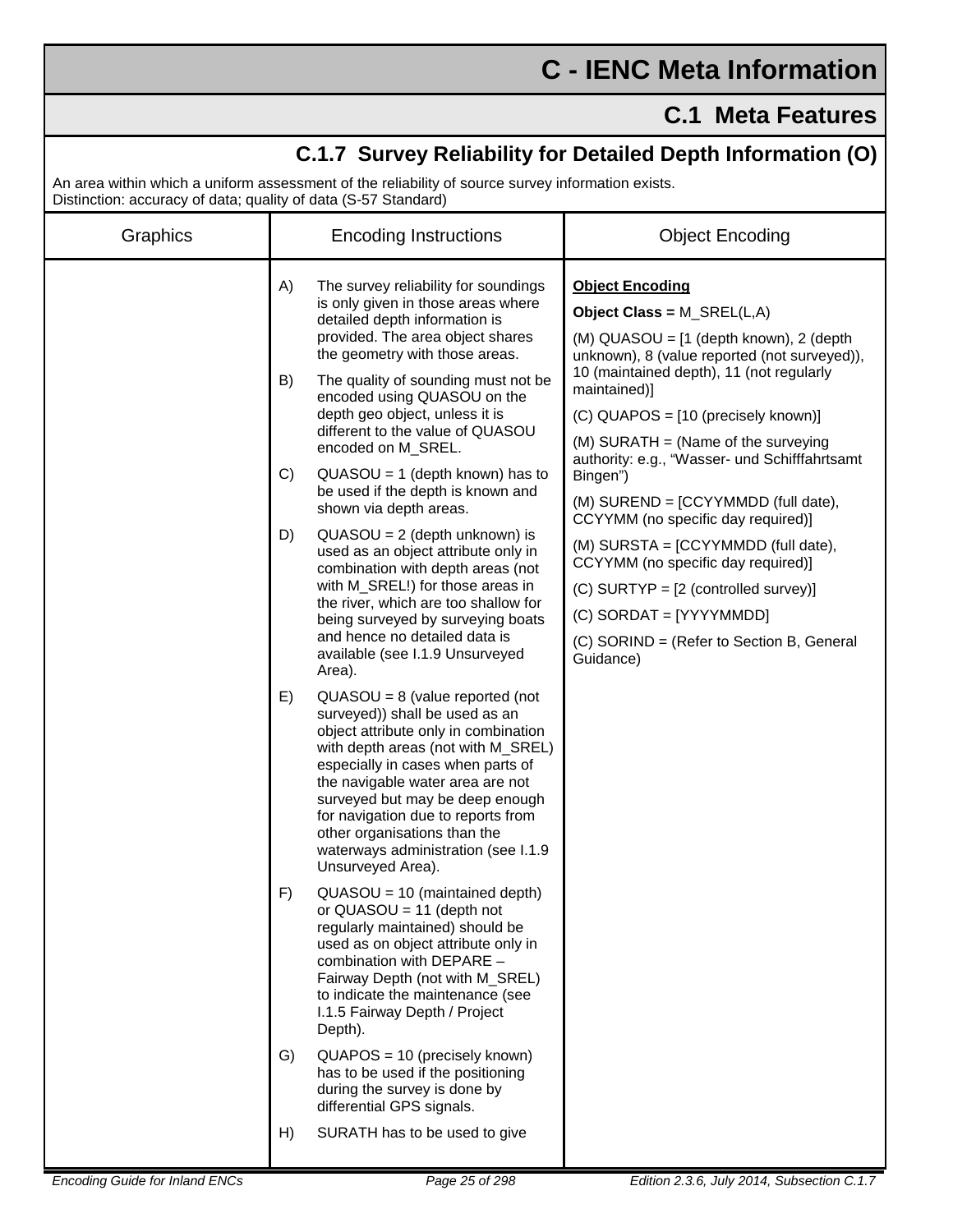# C - IENC Meta Information

## C.1 Meta Features

### C.1.7 Survey Reliability for Detailed Depth Information (O)

An area within which a uniform assessment of the reliability of source survey information exists.
Distinction: accuracy of data; quality of data (S-57 Standard)

| Graphics | Encoding Instructions | Object Encoding |
|---|---|---|
| | A) The survey reliability for soundings is only given in those areas where detailed depth information is provided. The area object shares the geometry with those areas.<br><br>B) The quality of sounding must not be encoded using QUASOU on the depth geo object, unless it is different to the value of QUASOU encoded on M_SREL.<br><br>C) QUASOU = 1 (depth known) has to be used if the depth is known and shown via depth areas.<br><br>D) QUASOU = 2 (depth unknown) is used as an object attribute only in combination with depth areas (not with M_SREL!) for those areas in the river, which are too shallow for being surveyed by surveying boats and hence no detailed data is available (see I.1.9 Unsurveyed Area).<br><br>E) QUASOU = 8 (value reported (not surveyed)) shall be used as an object attribute only in combination with depth areas (not with M_SREL) especially in cases when parts of the navigable water area are not surveyed but may be deep enough for navigation due to reports from other organisations than the waterways administration (see I.1.9 Unsurveyed Area).<br><br>F) QUASOU = 10 (maintained depth) or QUASOU = 11 (depth not regularly maintained) should be used as on object attribute only in combination with DEPARE – Fairway Depth (not with M_SREL) to indicate the maintenance (see I.1.5 Fairway Depth / Project Depth).<br><br>G) QUAPOS = 10 (precisely known) has to be used if the positioning during the survey is done by differential GPS signals.<br><br>H) SURATH has to be used to give | **Object Encoding**<br><br>**Object Class =** M_SREL(L,A)<br><br>(M) QUASOU = [1 (depth known), 2 (depth unknown), 8 (value reported (not surveyed)), 10 (maintained depth), 11 (not regularly maintained)]<br><br>(C) QUAPOS = [10 (precisely known)]<br><br>(M) SURATH = (Name of the surveying authority: e.g., "Wasser- und Schifffahrtsamt Bingen")<br><br>(M) SUREND = [CCYYMMDD (full date), CCYYMM (no specific day required)]<br><br>(M) SURSTA = [CCYYMMDD (full date), CCYYMM (no specific day required)]<br><br>(C) SURTYP = [2 (controlled survey)]<br><br>(C) SORDAT = [YYYYMMDD]<br><br>(C) SORIND = (Refer to Section B, General Guidance) |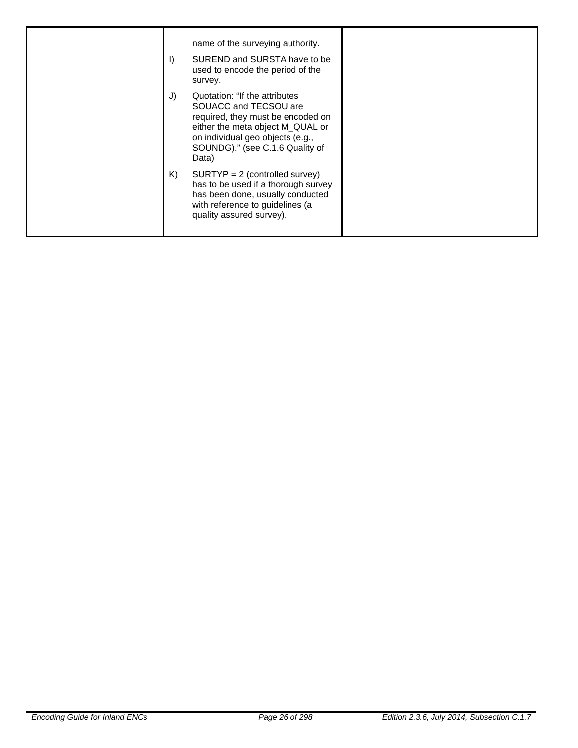| | | |
|---|---|---|
| | name of the surveying authority.<br><br>I) SUREND and SURSTA have to be used to encode the period of the survey.<br><br>J) Quotation: “If the attributes SOUACC and TECSOU are required, they must be encoded on either the meta object M_QUAL or on individual geo objects (e.g., SOUNDG).” (see C.1.6 Quality of Data)<br><br>K) SURTYP = 2 (controlled survey) has to be used if a thorough survey has been done, usually conducted with reference to guidelines (a quality assured survey). | |